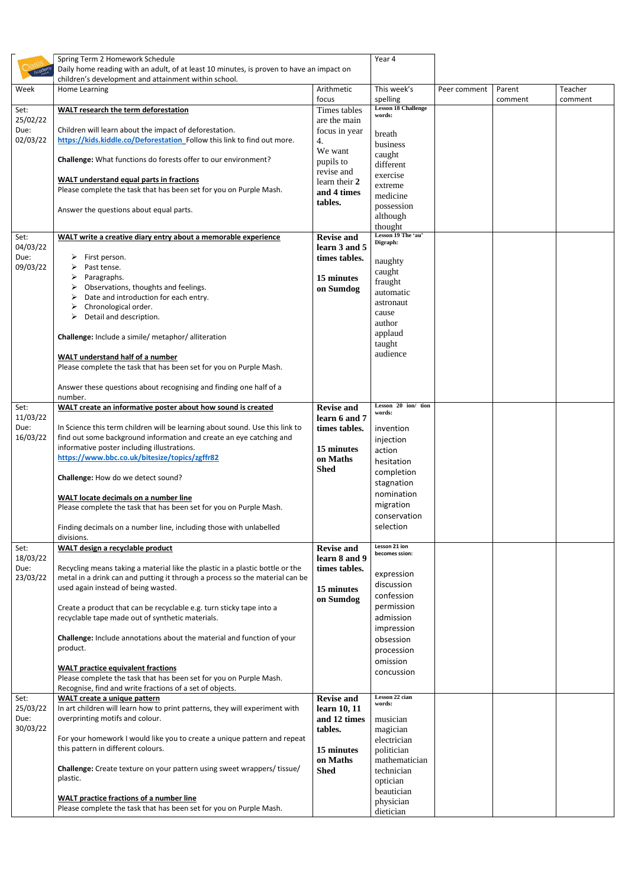| | Spring Term 2 Homework Schedule<br>Daily home reading with an adult, of at least 10 minutes, is proven to have an impact on children's development and attainment within school. | | Year 4 | | | |
|---|---|---|---|---|---|---|
| Week | Home Learning | Arithmetic focus | This week's spelling | Peer comment | Parent comment | Teacher comment |
| Set: 25/02/22<br>Due: 02/03/22 | **WALT research the term deforestation**<br><br>Children will learn about the impact of deforestation.<br>https://kids.kiddle.co/Deforestation Follow this link to find out more.<br><br>**Challenge:** What functions do forests offer to our environment?<br><br>**WALT understand equal parts in fractions**<br>Please complete the task that has been set for you on Purple Mash.<br><br>Answer the questions about equal parts. | Times tables are the main focus in year 4.<br>We want pupils to revise and learn their **2 and 4 times tables.** | **Lesson 18 Challenge words:**<br><br>breath<br>business<br>caught<br>different<br>exercise<br>extreme<br>medicine<br>possession<br>although<br>thought | | | |
| Set: 04/03/22<br>Due: 09/03/22 | **WALT write a creative diary entry about a memorable experience**<br><br>➢ First person.<br>➢ Past tense.<br>➢ Paragraphs.<br>➢ Observations, thoughts and feelings.<br>➢ Date and introduction for each entry.<br>➢ Chronological order.<br>➢ Detail and description.<br><br>**Challenge:** Include a simile/ metaphor/ alliteration<br><br>**WALT understand half of a number**<br>Please complete the task that has been set for you on Purple Mash.<br><br>Answer these questions about recognising and finding one half of a number. | **Revise and learn 3 and 5 times tables.**<br><br>**15 minutes on Sumdog** | **Lesson 19 The 'au' Digraph:**<br><br>naughty<br>caught<br>fraught<br>automatic<br>astronaut<br>cause<br>author<br>applaud<br>taught<br>audience | | | |
| Set: 11/03/22<br>Due: 16/03/22 | **WALT create an informative poster about how sound is created**<br><br>In Science this term children will be learning about sound. Use this link to find out some background information and create an eye catching and informative poster including illustrations.<br>https://www.bbc.co.uk/bitesize/topics/zgffr82<br><br>**Challenge:** How do we detect sound?<br><br>**WALT locate decimals on a number line**<br>Please complete the task that has been set for you on Purple Mash.<br><br>Finding decimals on a number line, including those with unlabelled divisions. | **Revise and learn 6 and 7 times tables.**<br><br>**15 minutes on Maths Shed** | **Lesson 20 ion/ tion words:**<br><br>invention<br>injection<br>action<br>hesitation<br>completion<br>stagnation<br>nomination<br>migration<br>conservation<br>selection | | | |
| Set: 18/03/22<br>Due: 23/03/22 | **WALT design a recyclable product**<br><br>Recycling means taking a material like the plastic in a plastic bottle or the metal in a drink can and putting it through a process so the material can be used again instead of being wasted.<br><br>Create a product that can be recyclable e.g. turn sticky tape into a recyclable tape made out of synthetic materials.<br><br>**Challenge:** Include annotations about the material and function of your product.<br><br>**WALT practice equivalent fractions**<br>Please complete the task that has been set for you on Purple Mash.<br>Recognise, find and write fractions of a set of objects. | **Revise and learn 8 and 9 times tables.**<br><br>**15 minutes on Sumdog** | **Lesson 21 ion becomes ssion:**<br><br>expression<br>discussion<br>confession<br>permission<br>admission<br>impression<br>obsession<br>procession<br>omission<br>concussion | | | |
| Set: 25/03/22<br>Due: 30/03/22 | **WALT create a unique pattern**<br>In art children will learn how to print patterns, they will experiment with overprinting motifs and colour.<br><br>For your homework I would like you to create a unique pattern and repeat this pattern in different colours.<br><br>**Challenge:** Create texture on your pattern using sweet wrappers/ tissue/ plastic.<br><br>**WALT practice fractions of a number line**<br>Please complete the task that has been set for you on Purple Mash. | **Revise and learn 10, 11 and 12 times tables.**<br><br>**15 minutes on Maths Shed** | **Lesson 22 cian words:**<br><br>musician<br>magician<br>electrician<br>politician<br>mathematician<br>technician<br>optician<br>beautician<br>physician<br>dietician | | | |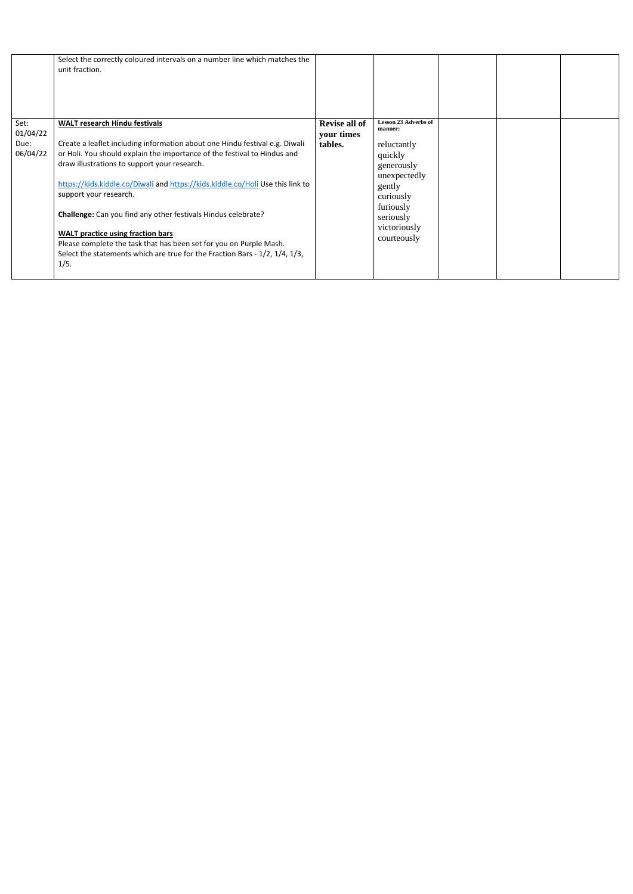| | | | | | | |
|---|---|---|---|---|---|---|
| | Select the correctly coloured intervals on a number line which matches the unit fraction. | | | | | |
| Set: 01/04/22 Due: 06/04/22 | **<u>WALT research Hindu festivals</u>**<br><br>Create a leaflet including information about one Hindu festival e.g. Diwali or Holi. You should explain the importance of the festival to Hindus and draw illustrations to support your research.<br><br>https://kids.kiddle.co/Diwali and https://kids.kiddle.co/Holi Use this link to support your research.<br><br>**Challenge:** Can you find any other festivals Hindus celebrate?<br><br>**<u>WALT practice using fraction bars</u>**<br>Please complete the task that has been set for you on Purple Mash.<br>Select the statements which are true for the Fraction Bars - 1/2, 1/4, 1/3, 1/5. | **Revise all of your times tables.** | **Lesson 23 Adverbs of manner:**<br><br>reluctantly<br>quickly<br>generously<br>unexpectedly<br>gently<br>curiously<br>furiously<br>seriously<br>victoriously<br>courteously | | | |